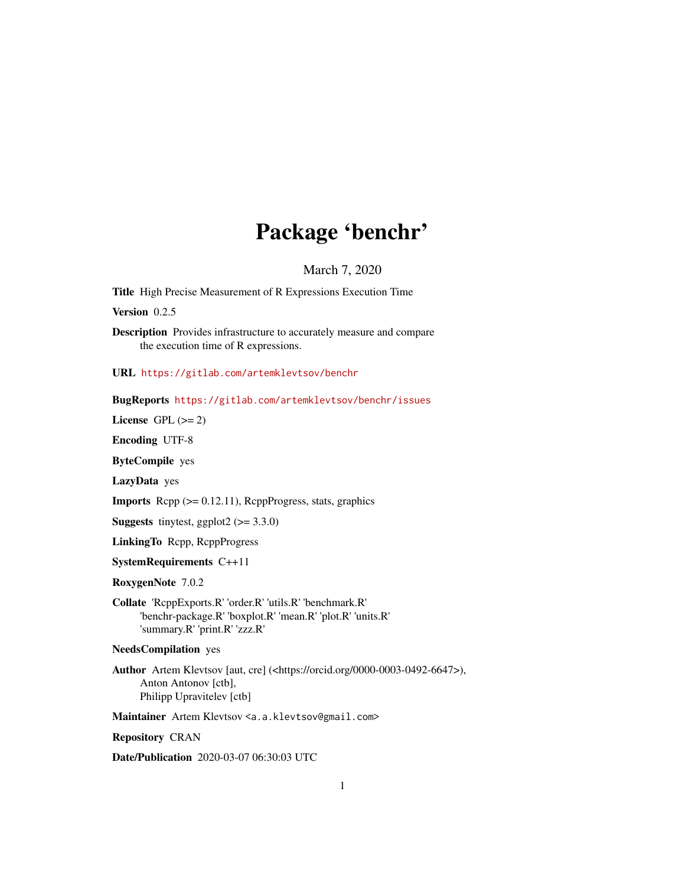# Package 'benchr'

March 7, 2020

**Title** High Precise Measurement of R Expressions Execution Time

**Version** 0.2.5

**Description** Provides infrastructure to accurately measure and compare the execution time of R expressions.

**URL** https://gitlab.com/artemklevtsov/benchr

**BugReports** https://gitlab.com/artemklevtsov/benchr/issues

**License** GPL (>= 2)

**Encoding** UTF-8

**ByteCompile** yes

**LazyData** yes

**Imports** Rcpp (>= 0.12.11), RcppProgress, stats, graphics

**Suggests** tinytest, ggplot2 (>= 3.3.0)

**LinkingTo** Rcpp, RcppProgress

**SystemRequirements** C++11

**RoxygenNote** 7.0.2

**Collate** 'RcppExports.R' 'order.R' 'utils.R' 'benchmark.R' 'benchr-package.R' 'boxplot.R' 'mean.R' 'plot.R' 'units.R' 'summary.R' 'print.R' 'zzz.R'

**NeedsCompilation** yes

**Author** Artem Klevtsov [aut, cre] (<https://orcid.org/0000-0003-0492-6647>), Anton Antonov [ctb], Philipp Upravitelev [ctb]

**Maintainer** Artem Klevtsov <a.a.klevtsov@gmail.com>

**Repository** CRAN

**Date/Publication** 2020-03-07 06:30:03 UTC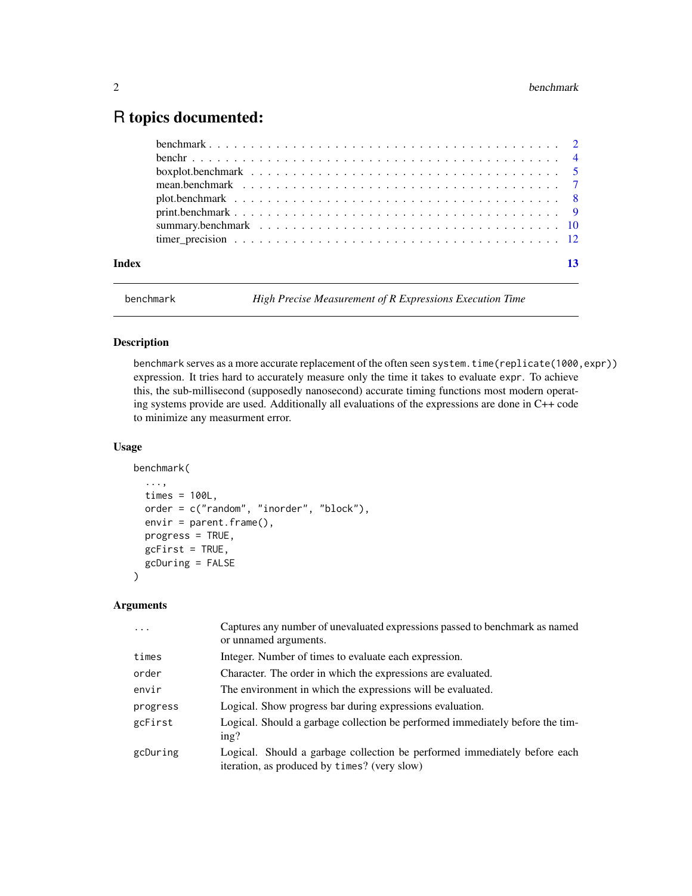# R topics documented:

| | |
|---|---|
| benchmark | 2 |
| benchr | 4 |
| boxplot.benchmark | 5 |
| mean.benchmark | 7 |
| plot.benchmark | 8 |
| print.benchmark | 9 |
| summary.benchmark | 10 |
| timer_precision | 12 |
| **Index** | **13** |

---

`benchmark` *High Precise Measurement of R Expressions Execution Time*

---

## Description

`benchmark` serves as a more accurate replacement of the often seen `system.time(replicate(1000,expr))` expression. It tries hard to accurately measure only the time it takes to evaluate `expr`. To achieve this, the sub-millisecond (supposedly nanosecond) accurate timing functions most modern operating systems provide are used. Additionally all evaluations of the expressions are done in C++ code to minimize any measurment error.

## Usage

```
benchmark(
  ...,
  times = 100L,
  order = c("random", "inorder", "block"),
  envir = parent.frame(),
  progress = TRUE,
  gcFirst = TRUE,
  gcDuring = FALSE
)
```

## Arguments

| | |
|---|---|
| `...` | Captures any number of unevaluated expressions passed to benchmark as named or unnamed arguments. |
| `times` | Integer. Number of times to evaluate each expression. |
| `order` | Character. The order in which the expressions are evaluated. |
| `envir` | The environment in which the expressions will be evaluated. |
| `progress` | Logical. Show progress bar during expressions evaluation. |
| `gcFirst` | Logical. Should a garbage collection be performed immediately before the timing? |
| `gcDuring` | Logical. Should a garbage collection be performed immediately before each iteration, as produced by `times`? (very slow) |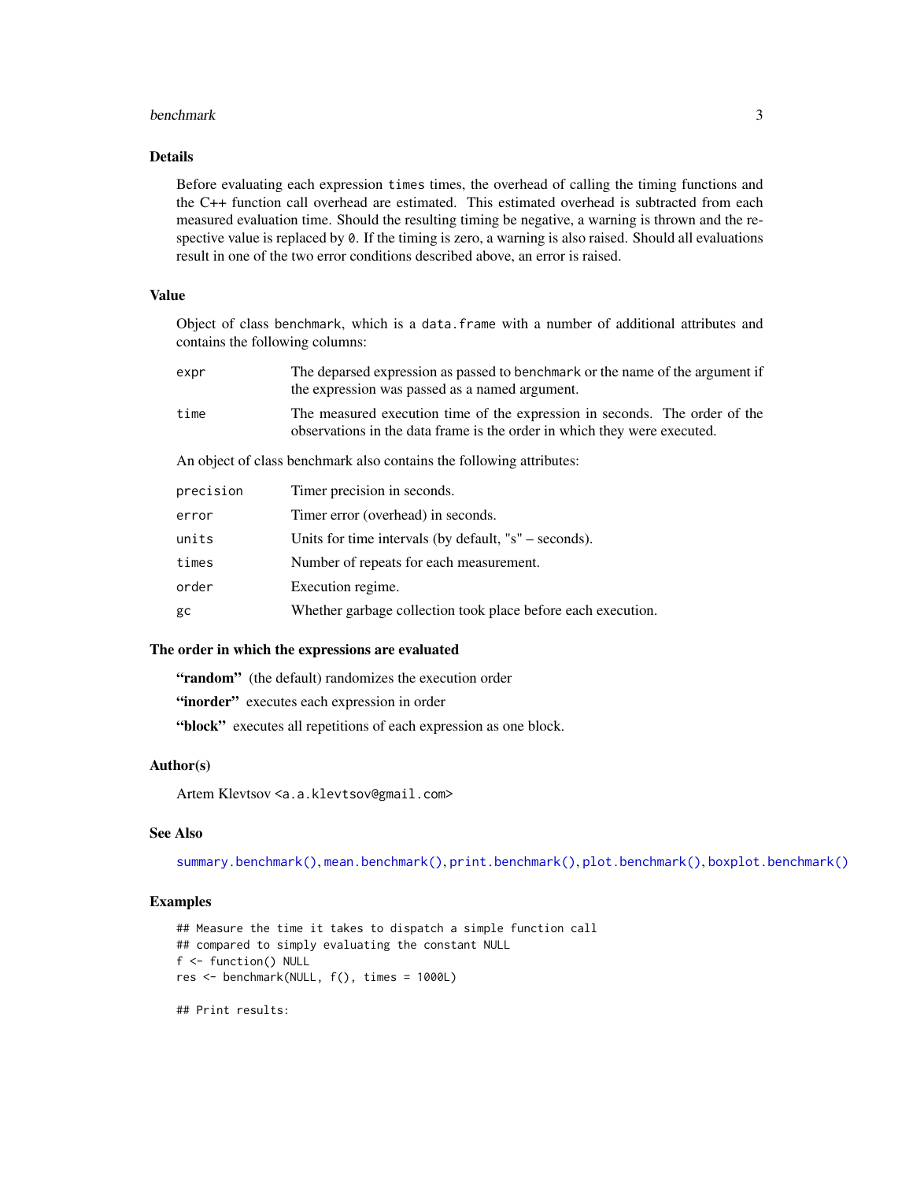## Details

Before evaluating each expression `times` times, the overhead of calling the timing functions and the C++ function call overhead are estimated. This estimated overhead is subtracted from each measured evaluation time. Should the resulting timing be negative, a warning is thrown and the respective value is replaced by `0`. If the timing is zero, a warning is also raised. Should all evaluations result in one of the two error conditions described above, an error is raised.

## Value

Object of class `benchmark`, which is a `data.frame` with a number of additional attributes and contains the following columns:

| | |
|---|---|
| `expr` | The deparsed expression as passed to `benchmark` or the name of the argument if the expression was passed as a named argument. |
| `time` | The measured execution time of the expression in seconds. The order of the observations in the data frame is the order in which they were executed. |

An object of class benchmark also contains the following attributes:

| | |
|---|---|
| `precision` | Timer precision in seconds. |
| `error` | Timer error (overhead) in seconds. |
| `units` | Units for time intervals (by default, "s" – seconds). |
| `times` | Number of repeats for each measurement. |
| `order` | Execution regime. |
| `gc` | Whether garbage collection took place before each execution. |

## The order in which the expressions are evaluated

**"random"** (the default) randomizes the execution order

**"inorder"** executes each expression in order

**"block"** executes all repetitions of each expression as one block.

## Author(s)

Artem Klevtsov <a.a.klevtsov@gmail.com>

## See Also

`summary.benchmark()`, `mean.benchmark()`, `print.benchmark()`, `plot.benchmark()`, `boxplot.benchmark()`

## Examples

```
## Measure the time it takes to dispatch a simple function call
## compared to simply evaluating the constant NULL
f <- function() NULL
res <- benchmark(NULL, f(), times = 1000L)

## Print results:
```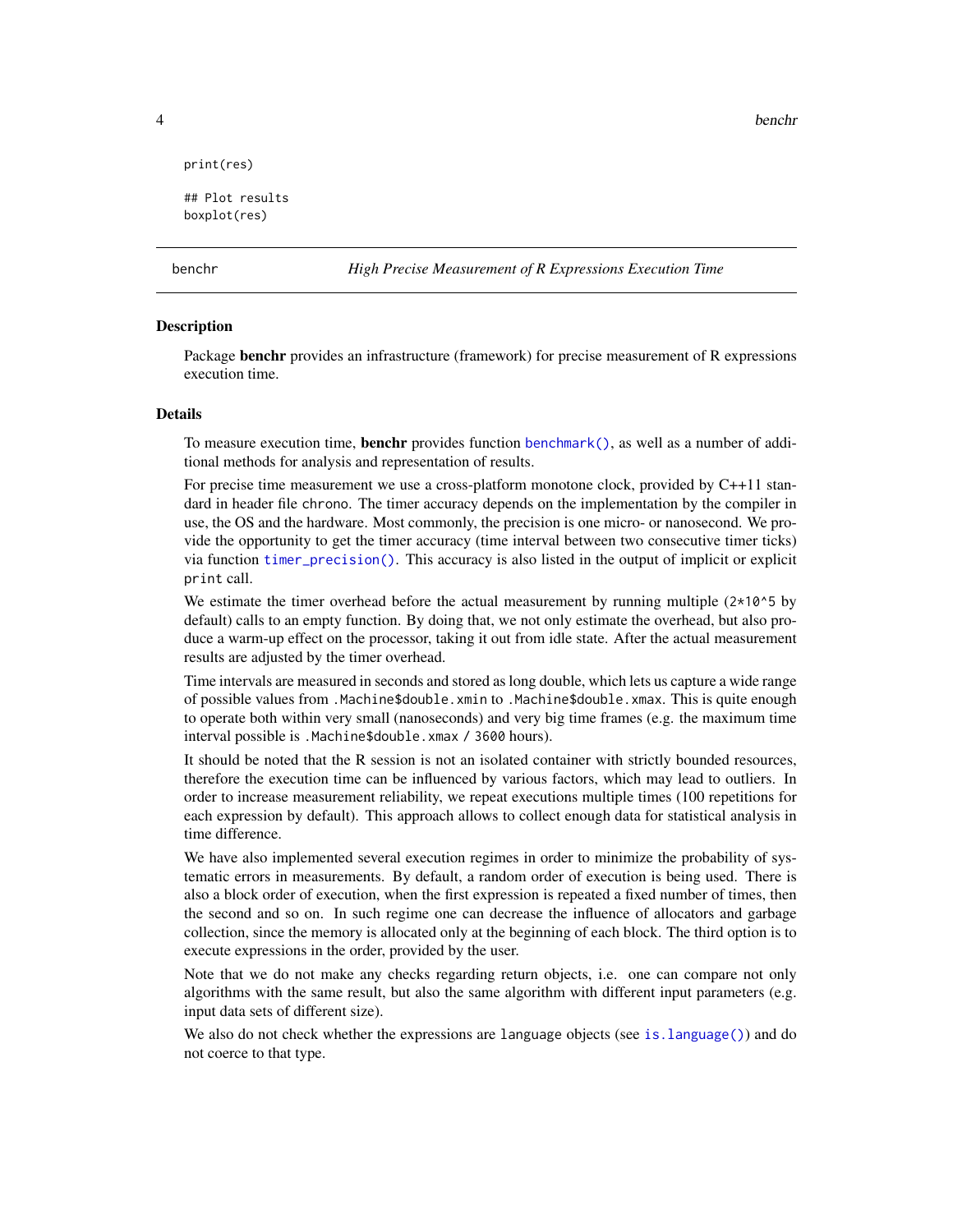```
print(res)

## Plot results
boxplot(res)
```

---

## benchr — *High Precise Measurement of R Expressions Execution Time*

### Description

Package **benchr** provides an infrastructure (framework) for precise measurement of R expressions execution time.

### Details

To measure execution time, **benchr** provides function `benchmark()`, as well as a number of additional methods for analysis and representation of results.

For precise time measurement we use a cross-platform monotone clock, provided by C++11 standard in header file `chrono`. The timer accuracy depends on the implementation by the compiler in use, the OS and the hardware. Most commonly, the precision is one micro- or nanosecond. We provide the opportunity to get the timer accuracy (time interval between two consecutive timer ticks) via function `timer_precision()`. This accuracy is also listed in the output of implicit or explicit `print` call.

We estimate the timer overhead before the actual measurement by running multiple (`2*10^5` by default) calls to an empty function. By doing that, we not only estimate the overhead, but also produce a warm-up effect on the processor, taking it out from idle state. After the actual measurement results are adjusted by the timer overhead.

Time intervals are measured in seconds and stored as long double, which lets us capture a wide range of possible values from `.Machine$double.xmin` to `.Machine$double.xmax`. This is quite enough to operate both within very small (nanoseconds) and very big time frames (e.g. the maximum time interval possible is `.Machine$double.xmax / 3600` hours).

It should be noted that the R session is not an isolated container with strictly bounded resources, therefore the execution time can be influenced by various factors, which may lead to outliers. In order to increase measurement reliability, we repeat executions multiple times (100 repetitions for each expression by default). This approach allows to collect enough data for statistical analysis in time difference.

We have also implemented several execution regimes in order to minimize the probability of systematic errors in measurements. By default, a random order of execution is being used. There is also a block order of execution, when the first expression is repeated a fixed number of times, then the second and so on. In such regime one can decrease the influence of allocators and garbage collection, since the memory is allocated only at the beginning of each block. The third option is to execute expressions in the order, provided by the user.

Note that we do not make any checks regarding return objects, i.e. one can compare not only algorithms with the same result, but also the same algorithm with different input parameters (e.g. input data sets of different size).

We also do not check whether the expressions are `language` objects (see `is.language()`) and do not coerce to that type.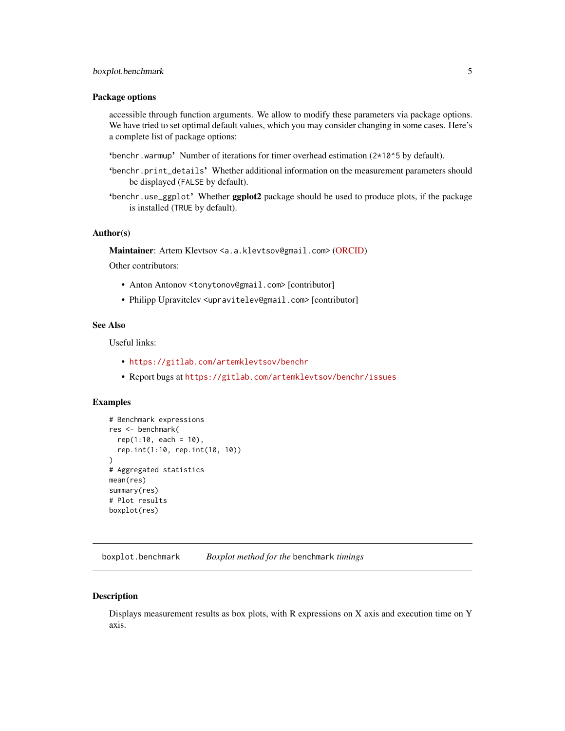### Package options

accessible through function arguments. We allow to modify these parameters via package options. We have tried to set optimal default values, which you may consider changing in some cases. Here's a complete list of package options:

'`benchr.warmup`' Number of iterations for timer overhead estimation (`2*10^5` by default).

'`benchr.print_details`' Whether additional information on the measurement parameters should be displayed (`FALSE` by default).

'`benchr.use_ggplot`' Whether **ggplot2** package should be used to produce plots, if the package is installed (`TRUE` by default).

### Author(s)

**Maintainer**: Artem Klevtsov `<a.a.klevtsov@gmail.com>` (ORCID)

Other contributors:

- Anton Antonov `<tonytonov@gmail.com>` [contributor]
- Philipp Upravitelev `<upravitelev@gmail.com>` [contributor]

### See Also

Useful links:

- `https://gitlab.com/artemklevtsov/benchr`
- Report bugs at `https://gitlab.com/artemklevtsov/benchr/issues`

### Examples

```
# Benchmark expressions
res <- benchmark(
  rep(1:10, each = 10),
  rep.int(1:10, rep.int(10, 10))
)
# Aggregated statistics
mean(res)
summary(res)
# Plot results
boxplot(res)
```

---

## boxplot.benchmark — *Boxplot method for the* `benchmark` *timings*

---

### Description

Displays measurement results as box plots, with R expressions on X axis and execution time on Y axis.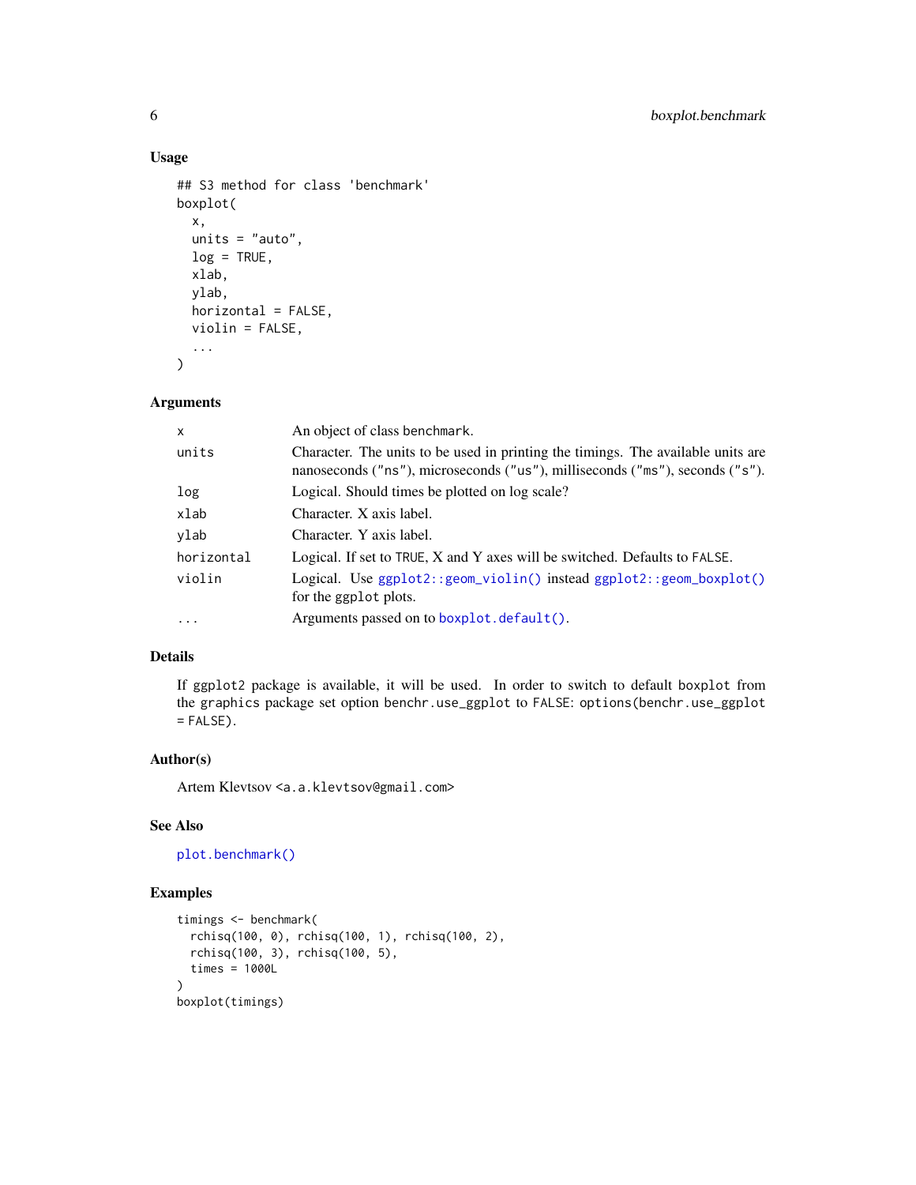### Usage

```
## S3 method for class 'benchmark'
boxplot(
  x,
  units = "auto",
  log = TRUE,
  xlab,
  ylab,
  horizontal = FALSE,
  violin = FALSE,
  ...
)
```

### Arguments

| | |
|---|---|
| `x` | An object of class `benchmark`. |
| `units` | Character. The units to be used in printing the timings. The available units are nanoseconds (`"ns"`), microseconds (`"us"`), milliseconds (`"ms"`), seconds (`"s"`). |
| `log` | Logical. Should times be plotted on log scale? |
| `xlab` | Character. X axis label. |
| `ylab` | Character. Y axis label. |
| `horizontal` | Logical. If set to `TRUE`, X and Y axes will be switched. Defaults to `FALSE`. |
| `violin` | Logical. Use `ggplot2::geom_violin()` instead `ggplot2::geom_boxplot()` for the `ggplot` plots. |
| `...` | Arguments passed on to `boxplot.default()`. |

### Details

If `ggplot2` package is available, it will be used. In order to switch to default `boxplot` from the `graphics` package set option `benchr.use_ggplot` to `FALSE`: `options(benchr.use_ggplot = FALSE)`.

### Author(s)

Artem Klevtsov <a.a.klevtsov@gmail.com>

### See Also

`plot.benchmark()`

### Examples

```
timings <- benchmark(
  rchisq(100, 0), rchisq(100, 1), rchisq(100, 2),
  rchisq(100, 3), rchisq(100, 5),
  times = 1000L
)
boxplot(timings)
```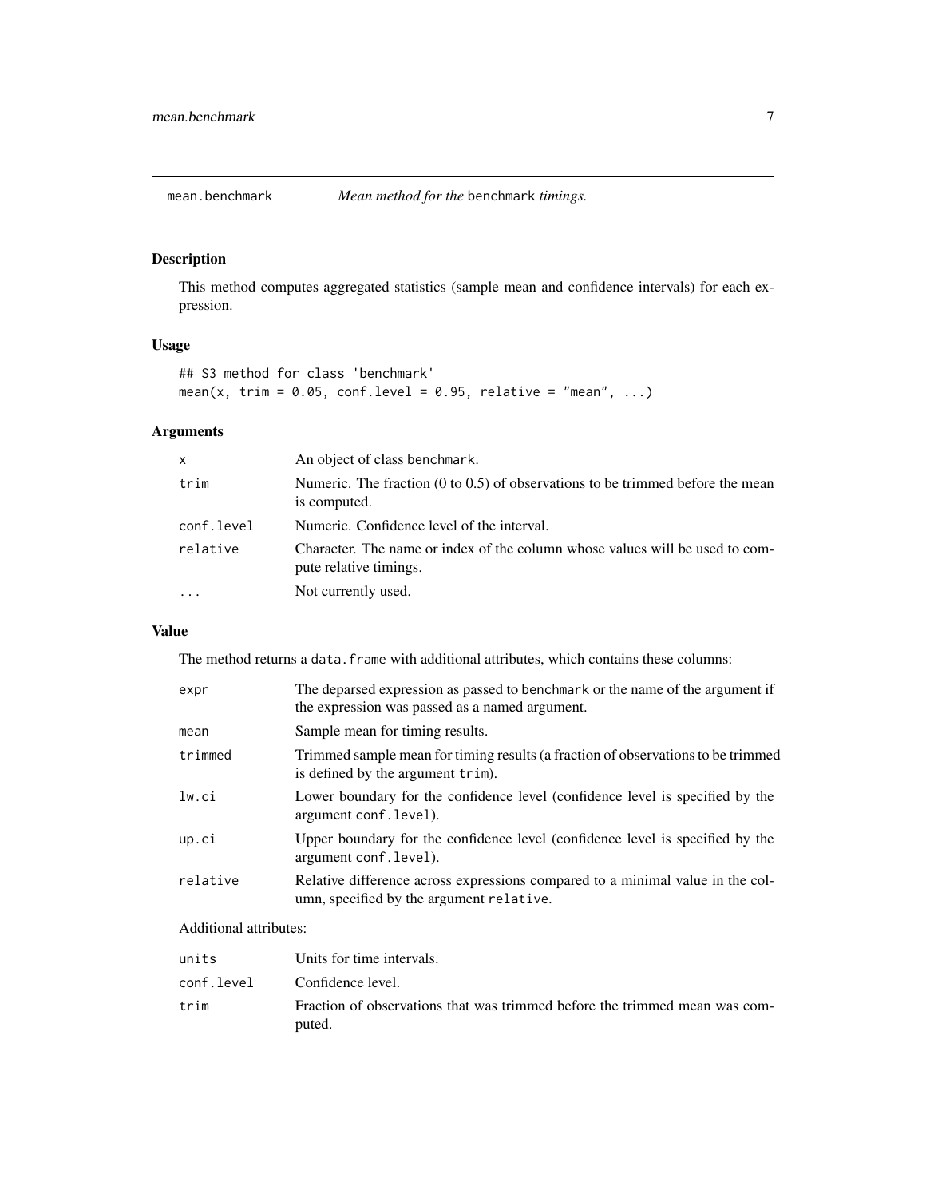## mean.benchmark *Mean method for the* benchmark *timings.*

### Description

This method computes aggregated statistics (sample mean and confidence intervals) for each expression.

### Usage

```
## S3 method for class 'benchmark'
mean(x, trim = 0.05, conf.level = 0.95, relative = "mean", ...)
```

### Arguments

| | |
|---|---|
| `x` | An object of class `benchmark`. |
| `trim` | Numeric. The fraction (0 to 0.5) of observations to be trimmed before the mean is computed. |
| `conf.level` | Numeric. Confidence level of the interval. |
| `relative` | Character. The name or index of the column whose values will be used to compute relative timings. |
| `...` | Not currently used. |

### Value

The method returns a `data.frame` with additional attributes, which contains these columns:

| | |
|---|---|
| `expr` | The deparsed expression as passed to `benchmark` or the name of the argument if the expression was passed as a named argument. |
| `mean` | Sample mean for timing results. |
| `trimmed` | Trimmed sample mean for timing results (a fraction of observations to be trimmed is defined by the argument `trim`). |
| `lw.ci` | Lower boundary for the confidence level (confidence level is specified by the argument `conf.level`). |
| `up.ci` | Upper boundary for the confidence level (confidence level is specified by the argument `conf.level`). |
| `relative` | Relative difference across expressions compared to a minimal value in the column, specified by the argument `relative`. |

Additional attributes:

| | |
|---|---|
| `units` | Units for time intervals. |
| `conf.level` | Confidence level. |
| `trim` | Fraction of observations that was trimmed before the trimmed mean was computed. |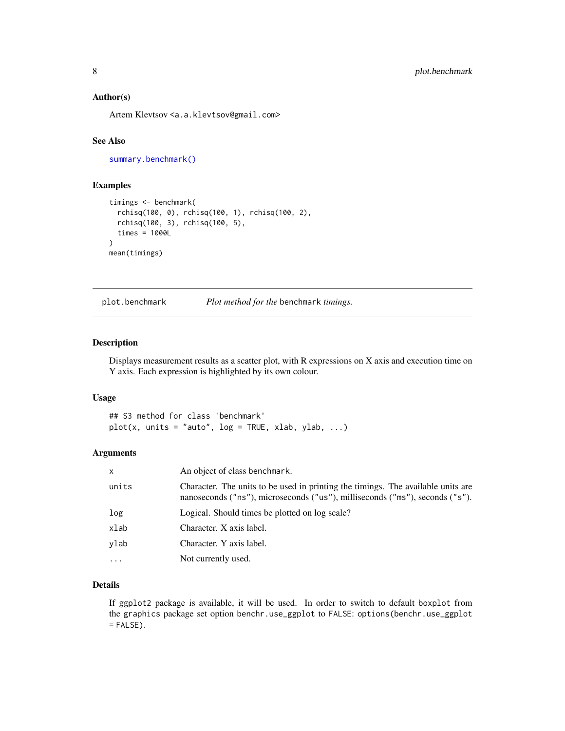### Author(s)

Artem Klevtsov <a.a.klevtsov@gmail.com>

### See Also

summary.benchmark()

### Examples

```
timings <- benchmark(
  rchisq(100, 0), rchisq(100, 1), rchisq(100, 2),
  rchisq(100, 3), rchisq(100, 5),
  times = 1000L
)
mean(timings)
```

---

## plot.benchmark *Plot method for the* benchmark *timings.*

---

### Description

Displays measurement results as a scatter plot, with R expressions on X axis and execution time on Y axis. Each expression is highlighted by its own colour.

### Usage

```
## S3 method for class 'benchmark'
plot(x, units = "auto", log = TRUE, xlab, ylab, ...)
```

### Arguments

| | |
|---|---|
| x | An object of class benchmark. |
| units | Character. The units to be used in printing the timings. The available units are nanoseconds ("ns"), microseconds ("us"), milliseconds ("ms"), seconds ("s"). |
| log | Logical. Should times be plotted on log scale? |
| xlab | Character. X axis label. |
| ylab | Character. Y axis label. |
| ... | Not currently used. |

### Details

If ggplot2 package is available, it will be used. In order to switch to default boxplot from the graphics package set option benchr.use_ggplot to FALSE: options(benchr.use_ggplot = FALSE).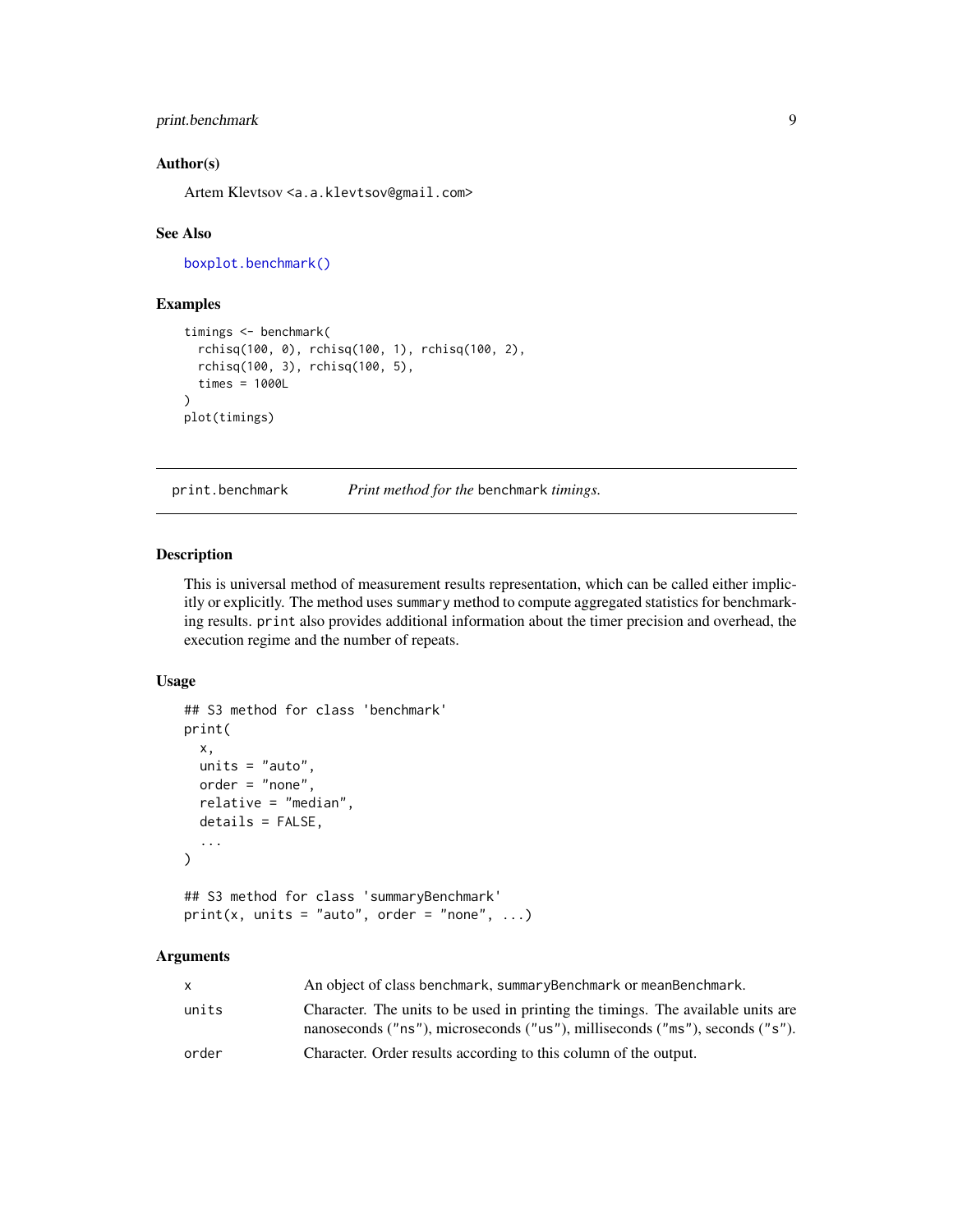### Author(s)

Artem Klevtsov <a.a.klevtsov@gmail.com>

### See Also

boxplot.benchmark()

### Examples

```
timings <- benchmark(
  rchisq(100, 0), rchisq(100, 1), rchisq(100, 2),
  rchisq(100, 3), rchisq(100, 5),
  times = 1000L
)
plot(timings)
```

---

## print.benchmark — *Print method for the* benchmark *timings.*

---

### Description

This is universal method of measurement results representation, which can be called either implicitly or explicitly. The method uses `summary` method to compute aggregated statistics for benchmarking results. `print` also provides additional information about the timer precision and overhead, the execution regime and the number of repeats.

### Usage

```
## S3 method for class 'benchmark'
print(
  x,
  units = "auto",
  order = "none",
  relative = "median",
  details = FALSE,
  ...
)

## S3 method for class 'summaryBenchmark'
print(x, units = "auto", order = "none", ...)
```

### Arguments

| | |
|---|---|
| x | An object of class `benchmark`, `summaryBenchmark` or `meanBenchmark`. |
| units | Character. The units to be used in printing the timings. The available units are nanoseconds ("ns"), microseconds ("us"), milliseconds ("ms"), seconds ("s"). |
| order | Character. Order results according to this column of the output. |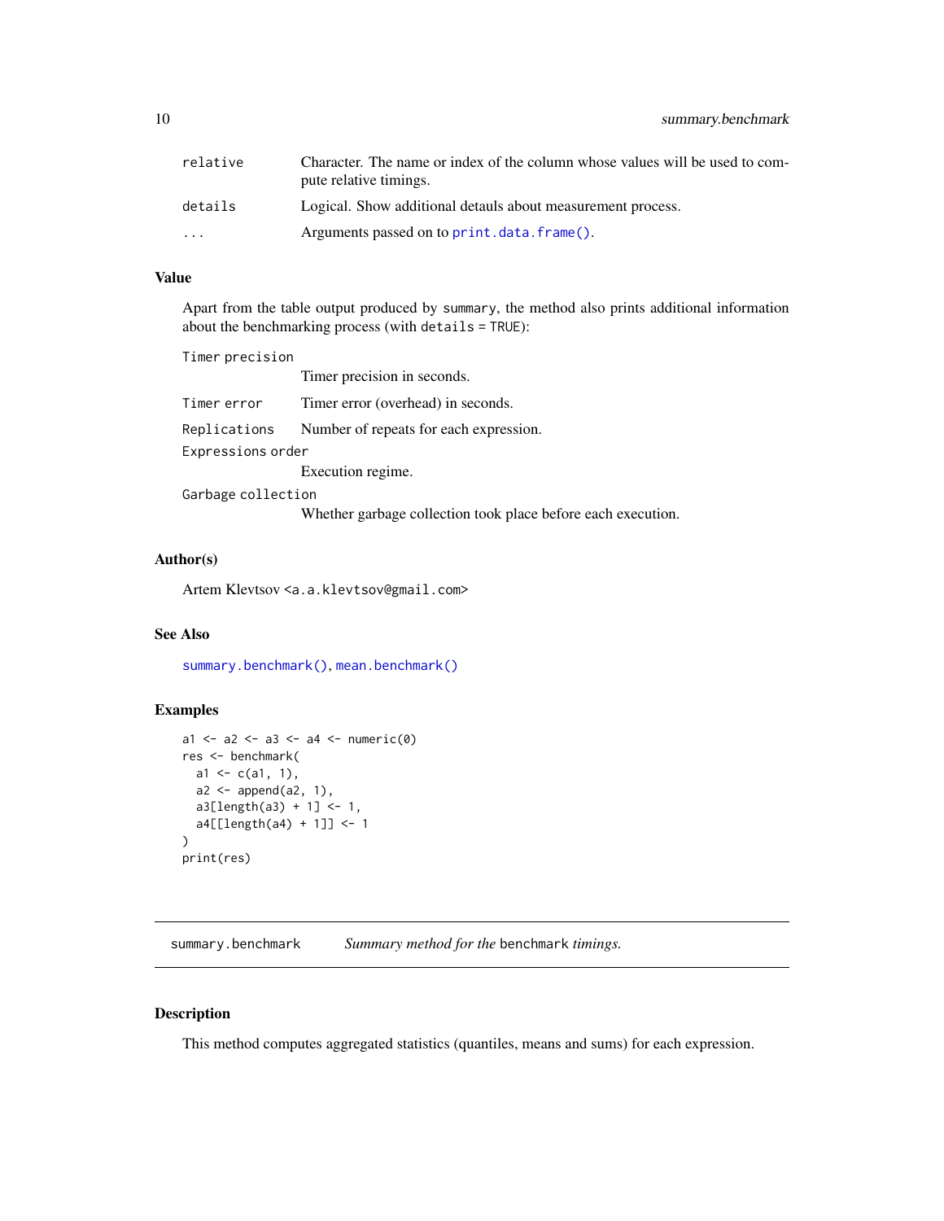| | |
|---|---|
| `relative` | Character. The name or index of the column whose values will be used to compute relative timings. |
| `details` | Logical. Show additional detauls about measurement process. |
| `...` | Arguments passed on to `print.data.frame()`. |

### Value

Apart from the table output produced by `summary`, the method also prints additional information about the benchmarking process (with `details = TRUE`):

| | |
|---|---|
| `Timer precision` | Timer precision in seconds. |
| `Timer error` | Timer error (overhead) in seconds. |
| `Replications` | Number of repeats for each expression. |
| `Expressions order` | Execution regime. |
| `Garbage collection` | Whether garbage collection took place before each execution. |

### Author(s)

Artem Klevtsov <a.a.klevtsov@gmail.com>

### See Also

`summary.benchmark()`, `mean.benchmark()`

### Examples

```
a1 <- a2 <- a3 <- a4 <- numeric(0)
res <- benchmark(
  a1 <- c(a1, 1),
  a2 <- append(a2, 1),
  a3[length(a3) + 1] <- 1,
  a4[[length(a4) + 1]] <- 1
)
print(res)
```

---

## summary.benchmark — *Summary method for the* `benchmark` *timings.*

### Description

This method computes aggregated statistics (quantiles, means and sums) for each expression.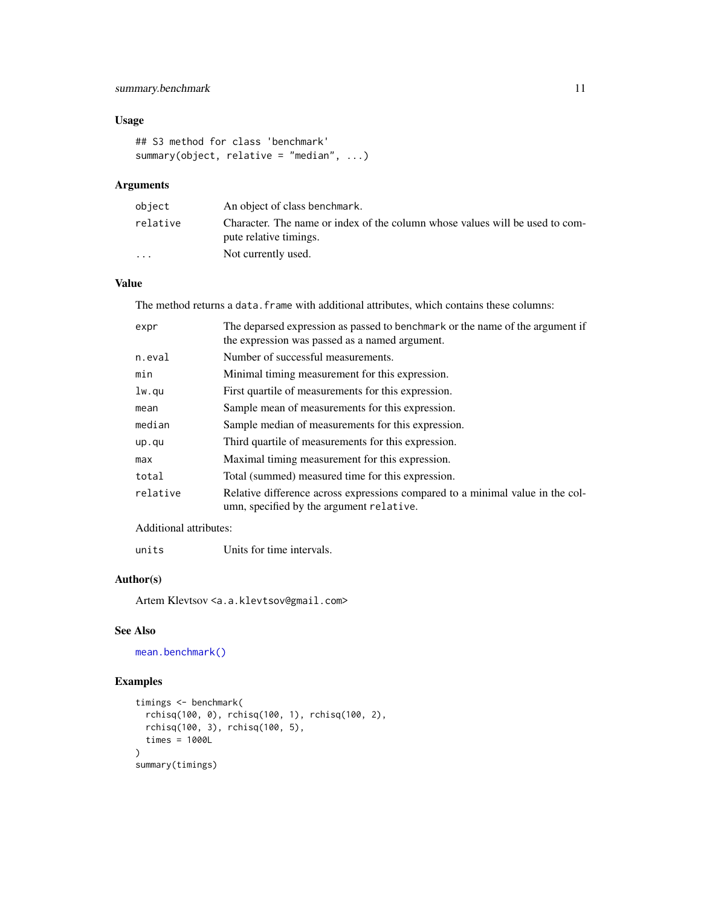## Usage

```
## S3 method for class 'benchmark'
summary(object, relative = "median", ...)
```

## Arguments

| | |
|---|---|
| `object` | An object of class benchmark. |
| `relative` | Character. The name or index of the column whose values will be used to compute relative timings. |
| `...` | Not currently used. |

## Value

The method returns a `data.frame` with additional attributes, which contains these columns:

| | |
|---|---|
| `expr` | The deparsed expression as passed to `benchmark` or the name of the argument if the expression was passed as a named argument. |
| `n.eval` | Number of successful measurements. |
| `min` | Minimal timing measurement for this expression. |
| `lw.qu` | First quartile of measurements for this expression. |
| `mean` | Sample mean of measurements for this expression. |
| `median` | Sample median of measurements for this expression. |
| `up.qu` | Third quartile of measurements for this expression. |
| `max` | Maximal timing measurement for this expression. |
| `total` | Total (summed) measured time for this expression. |
| `relative` | Relative difference across expressions compared to a minimal value in the column, specified by the argument `relative`. |

Additional attributes:

| | |
|---|---|
| `units` | Units for time intervals. |

## Author(s)

Artem Klevtsov <a.a.klevtsov@gmail.com>

## See Also

`mean.benchmark()`

## Examples

```
timings <- benchmark(
  rchisq(100, 0), rchisq(100, 1), rchisq(100, 2),
  rchisq(100, 3), rchisq(100, 5),
  times = 1000L
)
summary(timings)
```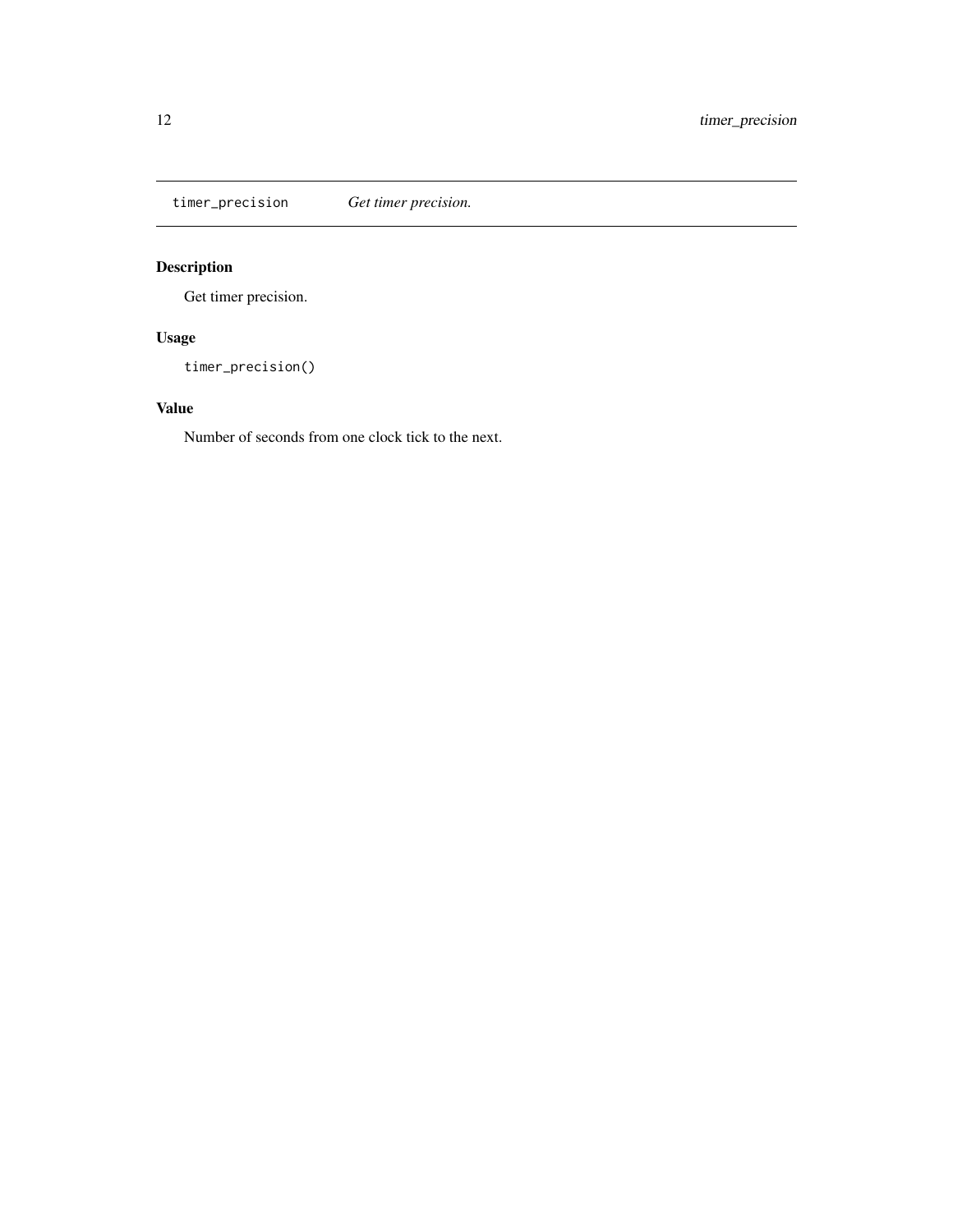## timer_precision *Get timer precision.*

### Description

Get timer precision.

### Usage

```
timer_precision()
```

### Value

Number of seconds from one clock tick to the next.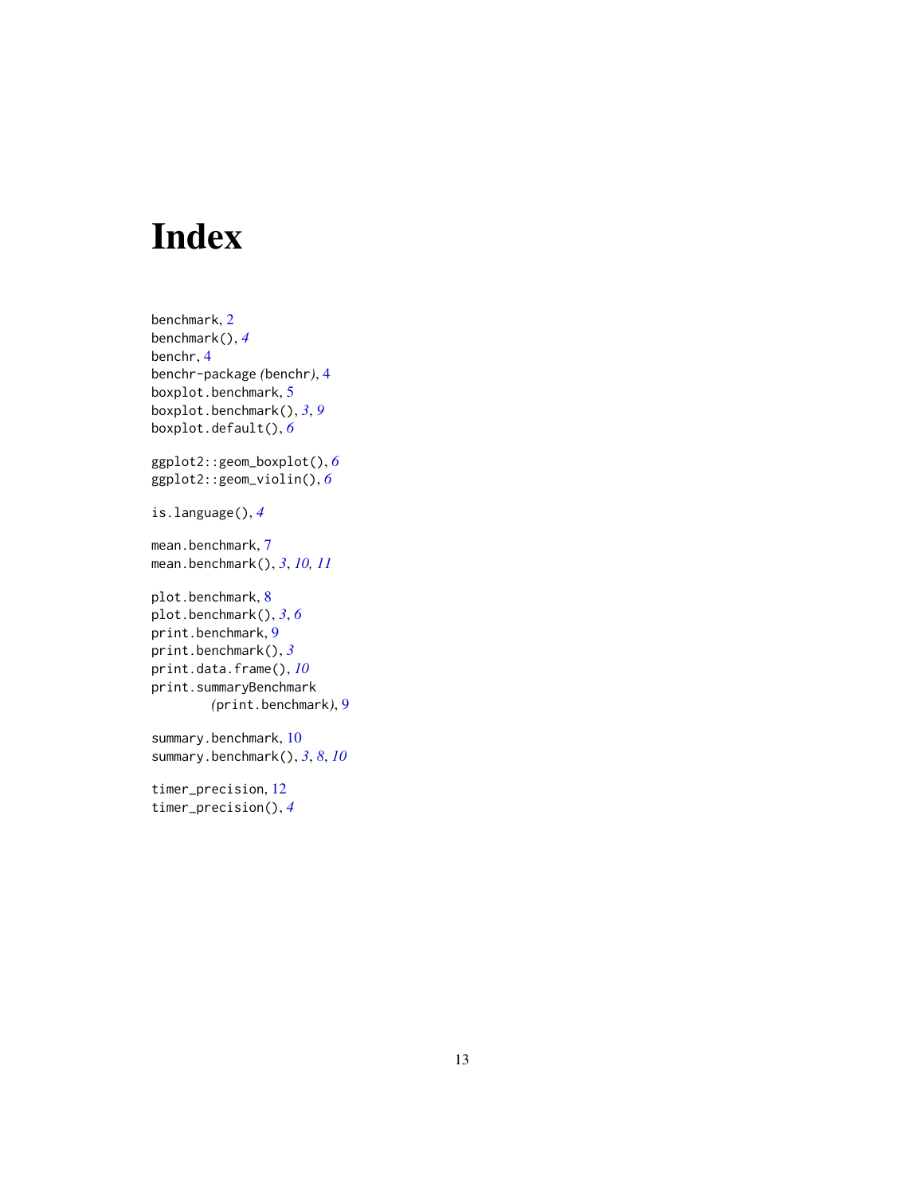# Index

benchmark, 2
benchmark(), *4*
benchr, 4
benchr-package *(*benchr*)*, 4
boxplot.benchmark, 5
boxplot.benchmark(), *3*, *9*
boxplot.default(), *6*

ggplot2::geom_boxplot(), *6*
ggplot2::geom_violin(), *6*

is.language(), *4*

mean.benchmark, 7
mean.benchmark(), *3*, *10, 11*

plot.benchmark, 8
plot.benchmark(), *3*, *6*
print.benchmark, 9
print.benchmark(), *3*
print.data.frame(), *10*
print.summaryBenchmark *(*print.benchmark*)*, 9

summary.benchmark, 10
summary.benchmark(), *3*, *8*, *10*

timer_precision, 12
timer_precision(), *4*